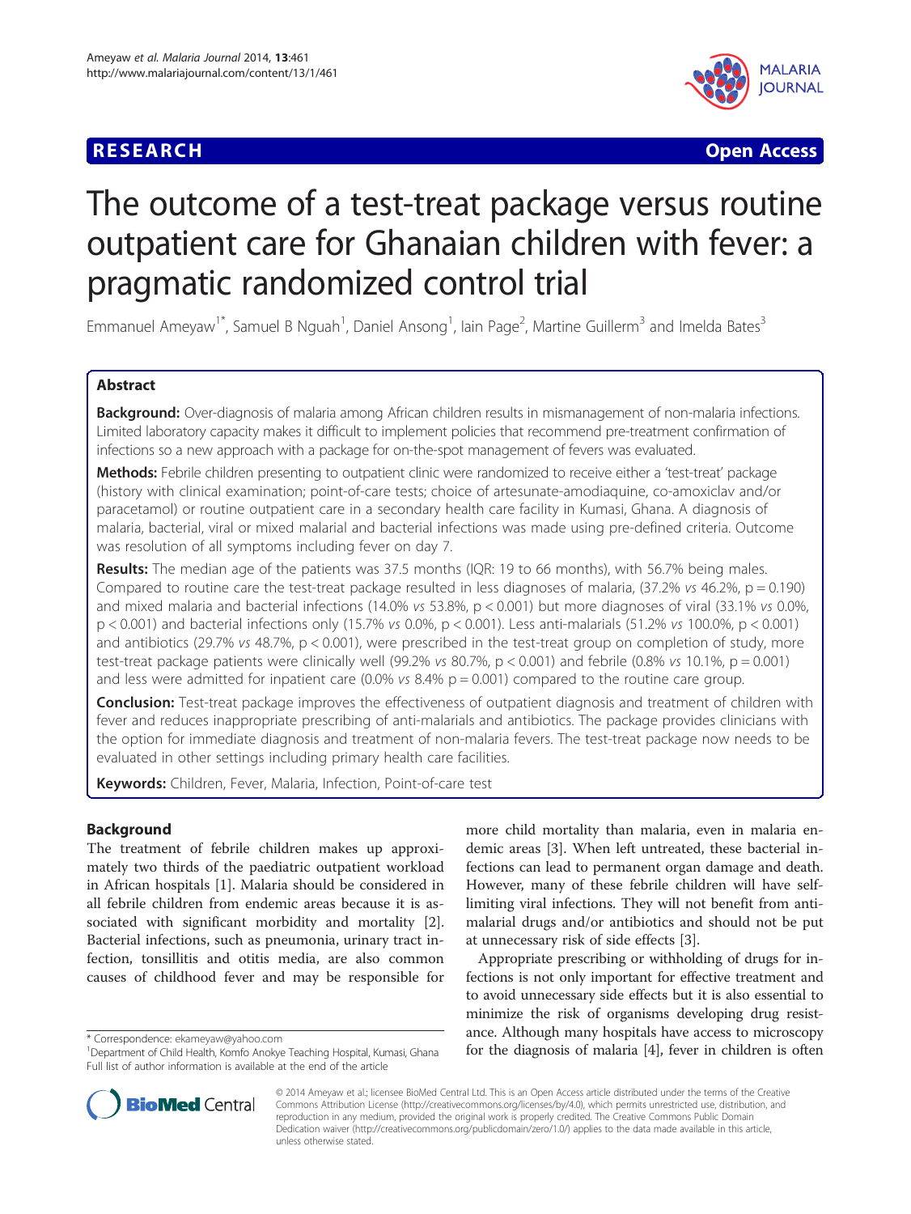**RESEARCH** **Open Access**

# The outcome of a test-treat package versus routine outpatient care for Ghanaian children with fever: a pragmatic randomized control trial

Emmanuel Ameyaw[1*], Samuel B Nguah[1], Daniel Ansong[1], Iain Page[2], Martine Guillerm[3] and Imelda Bates[3]

## Abstract

**Background:** Over-diagnosis of malaria among African children results in mismanagement of non-malaria infections. Limited laboratory capacity makes it difficult to implement policies that recommend pre-treatment confirmation of infections so a new approach with a package for on-the-spot management of fevers was evaluated.

**Methods:** Febrile children presenting to outpatient clinic were randomized to receive either a 'test-treat' package (history with clinical examination; point-of-care tests; choice of artesunate-amodiaquine, co-amoxiclav and/or paracetamol) or routine outpatient care in a secondary health care facility in Kumasi, Ghana. A diagnosis of malaria, bacterial, viral or mixed malarial and bacterial infections was made using pre-defined criteria. Outcome was resolution of all symptoms including fever on day 7.

**Results:** The median age of the patients was 37.5 months (IQR: 19 to 66 months), with 56.7% being males. Compared to routine care the test-treat package resulted in less diagnoses of malaria, (37.2% *vs* 46.2%, $p = 0.190$) and mixed malaria and bacterial infections (14.0% *vs* 53.8%, $p < 0.001$) but more diagnoses of viral (33.1% *vs* 0.0%, $p < 0.001$) and bacterial infections only (15.7% *vs* 0.0%, $p < 0.001$). Less anti-malarials (51.2% *vs* 100.0%, $p < 0.001$) and antibiotics (29.7% *vs* 48.7%, $p < 0.001$), were prescribed in the test-treat group on completion of study, more test-treat package patients were clinically well (99.2% *vs* 80.7%, $p < 0.001$) and febrile (0.8% *vs* 10.1%, $p = 0.001$) and less were admitted for inpatient care (0.0% *vs* 8.4% $p = 0.001$) compared to the routine care group.

**Conclusion:** Test-treat package improves the effectiveness of outpatient diagnosis and treatment of children with fever and reduces inappropriate prescribing of anti-malarials and antibiotics. The package provides clinicians with the option for immediate diagnosis and treatment of non-malaria fevers. The test-treat package now needs to be evaluated in other settings including primary health care facilities.

**Keywords:** Children, Fever, Malaria, Infection, Point-of-care test

## Background

The treatment of febrile children makes up approximately two thirds of the paediatric outpatient workload in African hospitals [1]. Malaria should be considered in all febrile children from endemic areas because it is associated with significant morbidity and mortality [2]. Bacterial infections, such as pneumonia, urinary tract infection, tonsillitis and otitis media, are also common causes of childhood fever and may be responsible for more child mortality than malaria, even in malaria endemic areas [3]. When left untreated, these bacterial infections can lead to permanent organ damage and death. However, many of these febrile children will have self-limiting viral infections. They will not benefit from anti-malarial drugs and/or antibiotics and should not be put at unnecessary risk of side effects [3].

Appropriate prescribing or withholding of drugs for infections is not only important for effective treatment and to avoid unnecessary side effects but it is also essential to minimize the risk of organisms developing drug resistance. Although many hospitals have access to microscopy for the diagnosis of malaria [4], fever in children is often

\* Correspondence: ekameyaw@yahoo.com
[1]Department of Child Health, Komfo Anokye Teaching Hospital, Kumasi, Ghana
Full list of author information is available at the end of the article

© 2014 Ameyaw et al.; licensee BioMed Central Ltd. This is an Open Access article distributed under the terms of the Creative Commons Attribution License (http://creativecommons.org/licenses/by/4.0), which permits unrestricted use, distribution, and reproduction in any medium, provided the original work is properly credited. The Creative Commons Public Domain Dedication waiver (http://creativecommons.org/publicdomain/zero/1.0/) applies to the data made available in this article, unless otherwise stated.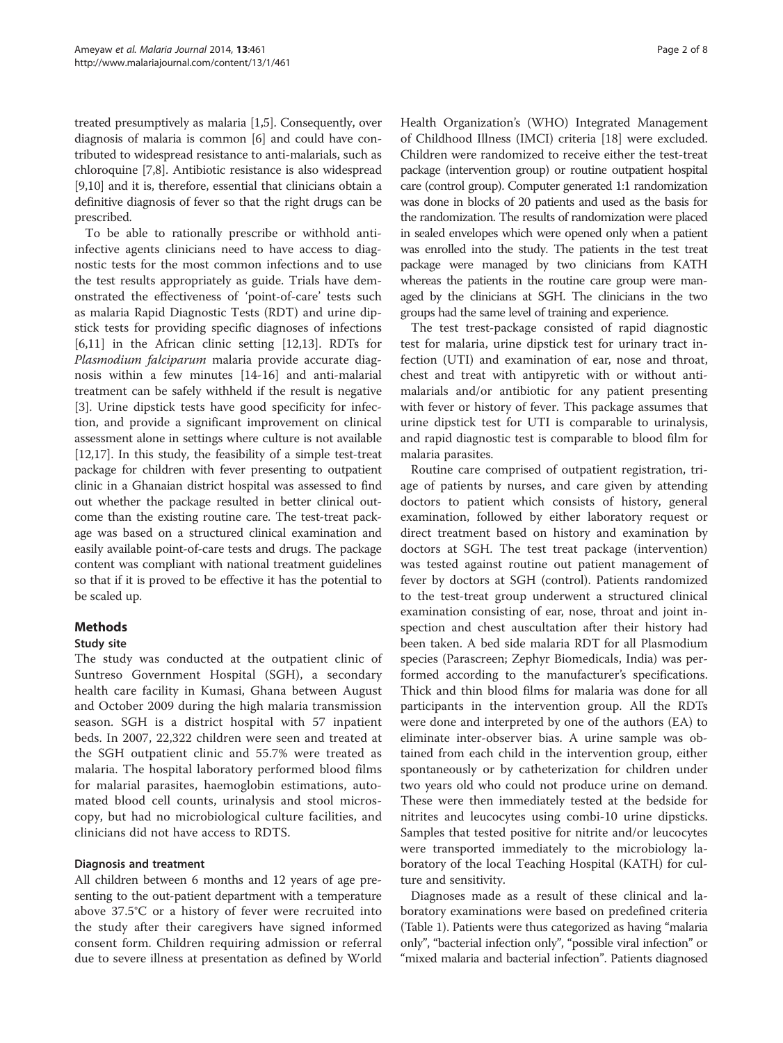treated presumptively as malaria [1,5]. Consequently, over diagnosis of malaria is common [6] and could have contributed to widespread resistance to anti-malarials, such as chloroquine [7,8]. Antibiotic resistance is also widespread [9,10] and it is, therefore, essential that clinicians obtain a definitive diagnosis of fever so that the right drugs can be prescribed.

To be able to rationally prescribe or withhold anti-infective agents clinicians need to have access to diagnostic tests for the most common infections and to use the test results appropriately as guide. Trials have demonstrated the effectiveness of 'point-of-care' tests such as malaria Rapid Diagnostic Tests (RDT) and urine dipstick tests for providing specific diagnoses of infections [6,11] in the African clinic setting [12,13]. RDTs for *Plasmodium falciparum* malaria provide accurate diagnosis within a few minutes [14-16] and anti-malarial treatment can be safely withheld if the result is negative [3]. Urine dipstick tests have good specificity for infection, and provide a significant improvement on clinical assessment alone in settings where culture is not available [12,17]. In this study, the feasibility of a simple test-treat package for children with fever presenting to outpatient clinic in a Ghanaian district hospital was assessed to find out whether the package resulted in better clinical outcome than the existing routine care. The test-treat package was based on a structured clinical examination and easily available point-of-care tests and drugs. The package content was compliant with national treatment guidelines so that if it is proved to be effective it has the potential to be scaled up.

## Methods

### Study site

The study was conducted at the outpatient clinic of Suntreso Government Hospital (SGH), a secondary health care facility in Kumasi, Ghana between August and October 2009 during the high malaria transmission season. SGH is a district hospital with 57 inpatient beds. In 2007, 22,322 children were seen and treated at the SGH outpatient clinic and 55.7% were treated as malaria. The hospital laboratory performed blood films for malarial parasites, haemoglobin estimations, automated blood cell counts, urinalysis and stool microscopy, but had no microbiological culture facilities, and clinicians did not have access to RDTS.

### Diagnosis and treatment

All children between 6 months and 12 years of age presenting to the out-patient department with a temperature above 37.5°C or a history of fever were recruited into the study after their caregivers have signed informed consent form. Children requiring admission or referral due to severe illness at presentation as defined by World Health Organization's (WHO) Integrated Management of Childhood Illness (IMCI) criteria [18] were excluded. Children were randomized to receive either the test-treat package (intervention group) or routine outpatient hospital care (control group). Computer generated 1:1 randomization was done in blocks of 20 patients and used as the basis for the randomization. The results of randomization were placed in sealed envelopes which were opened only when a patient was enrolled into the study. The patients in the test treat package were managed by two clinicians from KATH whereas the patients in the routine care group were managed by the clinicians at SGH. The clinicians in the two groups had the same level of training and experience.

The test trest-package consisted of rapid diagnostic test for malaria, urine dipstick test for urinary tract infection (UTI) and examination of ear, nose and throat, chest and treat with antipyretic with or without anti-malarials and/or antibiotic for any patient presenting with fever or history of fever. This package assumes that urine dipstick test for UTI is comparable to urinalysis, and rapid diagnostic test is comparable to blood film for malaria parasites.

Routine care comprised of outpatient registration, triage of patients by nurses, and care given by attending doctors to patient which consists of history, general examination, followed by either laboratory request or direct treatment based on history and examination by doctors at SGH. The test treat package (intervention) was tested against routine out patient management of fever by doctors at SGH (control). Patients randomized to the test-treat group underwent a structured clinical examination consisting of ear, nose, throat and joint inspection and chest auscultation after their history had been taken. A bed side malaria RDT for all Plasmodium species (Parascreen; Zephyr Biomedicals, India) was performed according to the manufacturer's specifications. Thick and thin blood films for malaria was done for all participants in the intervention group. All the RDTs were done and interpreted by one of the authors (EA) to eliminate inter-observer bias. A urine sample was obtained from each child in the intervention group, either spontaneously or by catheterization for children under two years old who could not produce urine on demand. These were then immediately tested at the bedside for nitrites and leucocytes using combi-10 urine dipsticks. Samples that tested positive for nitrite and/or leucocytes were transported immediately to the microbiology laboratory of the local Teaching Hospital (KATH) for culture and sensitivity.

Diagnoses made as a result of these clinical and laboratory examinations were based on predefined criteria (Table 1). Patients were thus categorized as having "malaria only", "bacterial infection only", "possible viral infection" or "mixed malaria and bacterial infection". Patients diagnosed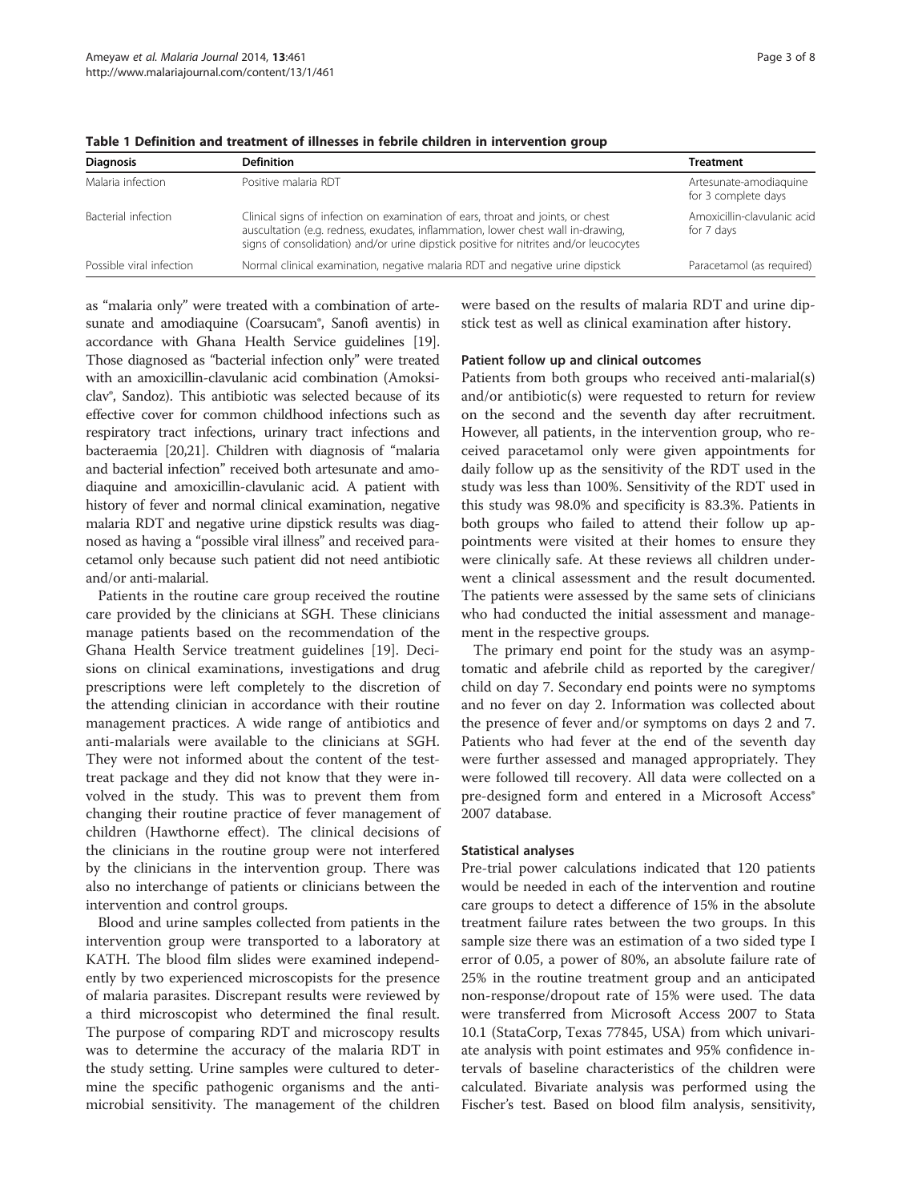**Table 1 Definition and treatment of illnesses in febrile children in intervention group**

| Diagnosis | Definition | Treatment |
|---|---|---|
| Malaria infection | Positive malaria RDT | Artesunate-amodiaquine for 3 complete days |
| Bacterial infection | Clinical signs of infection on examination of ears, throat and joints, or chest auscultation (e.g. redness, exudates, inflammation, lower chest wall in-drawing, signs of consolidation) and/or urine dipstick positive for nitrites and/or leucocytes | Amoxicillin-clavulanic acid for 7 days |
| Possible viral infection | Normal clinical examination, negative malaria RDT and negative urine dipstick | Paracetamol (as required) |

as "malaria only" were treated with a combination of artesunate and amodiaquine (Coarsucam®, Sanofi aventis) in accordance with Ghana Health Service guidelines [19]. Those diagnosed as "bacterial infection only" were treated with an amoxicillin-clavulanic acid combination (Amoksiclav®, Sandoz). This antibiotic was selected because of its effective cover for common childhood infections such as respiratory tract infections, urinary tract infections and bacteraemia [20,21]. Children with diagnosis of "malaria and bacterial infection" received both artesunate and amodiaquine and amoxicillin-clavulanic acid. A patient with history of fever and normal clinical examination, negative malaria RDT and negative urine dipstick results was diagnosed as having a "possible viral illness" and received paracetamol only because such patient did not need antibiotic and/or anti-malarial.

Patients in the routine care group received the routine care provided by the clinicians at SGH. These clinicians manage patients based on the recommendation of the Ghana Health Service treatment guidelines [19]. Decisions on clinical examinations, investigations and drug prescriptions were left completely to the discretion of the attending clinician in accordance with their routine management practices. A wide range of antibiotics and anti-malarials were available to the clinicians at SGH. They were not informed about the content of the test-treat package and they did not know that they were involved in the study. This was to prevent them from changing their routine practice of fever management of children (Hawthorne effect). The clinical decisions of the clinicians in the routine group were not interfered by the clinicians in the intervention group. There was also no interchange of patients or clinicians between the intervention and control groups.

Blood and urine samples collected from patients in the intervention group were transported to a laboratory at KATH. The blood film slides were examined independently by two experienced microscopists for the presence of malaria parasites. Discrepant results were reviewed by a third microscopist who determined the final result. The purpose of comparing RDT and microscopy results was to determine the accuracy of the malaria RDT in the study setting. Urine samples were cultured to determine the specific pathogenic organisms and the antimicrobial sensitivity. The management of the children were based on the results of malaria RDT and urine dipstick test as well as clinical examination after history.

### Patient follow up and clinical outcomes

Patients from both groups who received anti-malarial(s) and/or antibiotic(s) were requested to return for review on the second and the seventh day after recruitment. However, all patients, in the intervention group, who received paracetamol only were given appointments for daily follow up as the sensitivity of the RDT used in the study was less than 100%. Sensitivity of the RDT used in this study was 98.0% and specificity is 83.3%. Patients in both groups who failed to attend their follow up appointments were visited at their homes to ensure they were clinically safe. At these reviews all children underwent a clinical assessment and the result documented. The patients were assessed by the same sets of clinicians who had conducted the initial assessment and management in the respective groups.

The primary end point for the study was an asymptomatic and afebrile child as reported by the caregiver/child on day 7. Secondary end points were no symptoms and no fever on day 2. Information was collected about the presence of fever and/or symptoms on days 2 and 7. Patients who had fever at the end of the seventh day were further assessed and managed appropriately. They were followed till recovery. All data were collected on a pre-designed form and entered in a Microsoft Access® 2007 database.

### Statistical analyses

Pre-trial power calculations indicated that 120 patients would be needed in each of the intervention and routine care groups to detect a difference of 15% in the absolute treatment failure rates between the two groups. In this sample size there was an estimation of a two sided type I error of 0.05, a power of 80%, an absolute failure rate of 25% in the routine treatment group and an anticipated non-response/dropout rate of 15% were used. The data were transferred from Microsoft Access 2007 to Stata 10.1 (StataCorp, Texas 77845, USA) from which univariate analysis with point estimates and 95% confidence intervals of baseline characteristics of the children were calculated. Bivariate analysis was performed using the Fischer's test. Based on blood film analysis, sensitivity,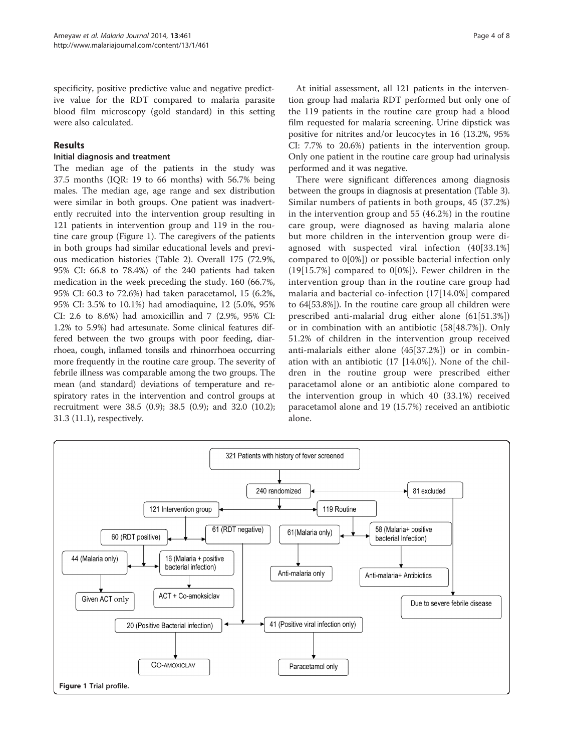specificity, positive predictive value and negative predictive value for the RDT compared to malaria parasite blood film microscopy (gold standard) in this setting were also calculated.

## Results

### Initial diagnosis and treatment

The median age of the patients in the study was 37.5 months (IQR: 19 to 66 months) with 56.7% being males. The median age, age range and sex distribution were similar in both groups. One patient was inadvertently recruited into the intervention group resulting in 121 patients in intervention group and 119 in the routine care group (Figure 1). The caregivers of the patients in both groups had similar educational levels and previous medication histories (Table 2). Overall 175 (72.9%, 95% CI: 66.8 to 78.4%) of the 240 patients had taken medication in the week preceding the study. 160 (66.7%, 95% CI: 60.3 to 72.6%) had taken paracetamol, 15 (6.2%, 95% CI: 3.5% to 10.1%) had amodiaquine, 12 (5.0%, 95% CI: 2.6 to 8.6%) had amoxicillin and 7 (2.9%, 95% CI: 1.2% to 5.9%) had artesunate. Some clinical features differed between the two groups with poor feeding, diarrhoea, cough, inflamed tonsils and rhinorrhoea occurring more frequently in the routine care group. The severity of febrile illness was comparable among the two groups. The mean (and standard) deviations of temperature and respiratory rates in the intervention and control groups at recruitment were 38.5 (0.9); 38.5 (0.9); and 32.0 (10.2); 31.3 (11.1), respectively.

At initial assessment, all 121 patients in the intervention group had malaria RDT performed but only one of the 119 patients in the routine care group had a blood film requested for malaria screening. Urine dipstick was positive for nitrites and/or leucocytes in 16 (13.2%, 95% CI: 7.7% to 20.6%) patients in the intervention group. Only one patient in the routine care group had urinalysis performed and it was negative.

There were significant differences among diagnosis between the groups in diagnosis at presentation (Table 3). Similar numbers of patients in both groups, 45 (37.2%) in the intervention group and 55 (46.2%) in the routine care group, were diagnosed as having malaria alone but more children in the intervention group were diagnosed with suspected viral infection (40[33.1%] compared to 0[0%]) or possible bacterial infection only (19[15.7%] compared to 0[0%]). Fewer children in the intervention group than in the routine care group had malaria and bacterial co-infection (17[14.0%] compared to 64[53.8%]). In the routine care group all children were prescribed anti-malarial drug either alone (61[51.3%]) or in combination with an antibiotic (58[48.7%]). Only 51.2% of children in the intervention group received anti-malarials either alone (45[37.2%]) or in combination with an antibiotic (17 [14.0%]). None of the children in the routine group were prescribed either paracetamol alone or an antibiotic alone compared to the intervention group in which 40 (33.1%) received paracetamol alone and 19 (15.7%) received an antibiotic alone.

Figure 1 Trial profile.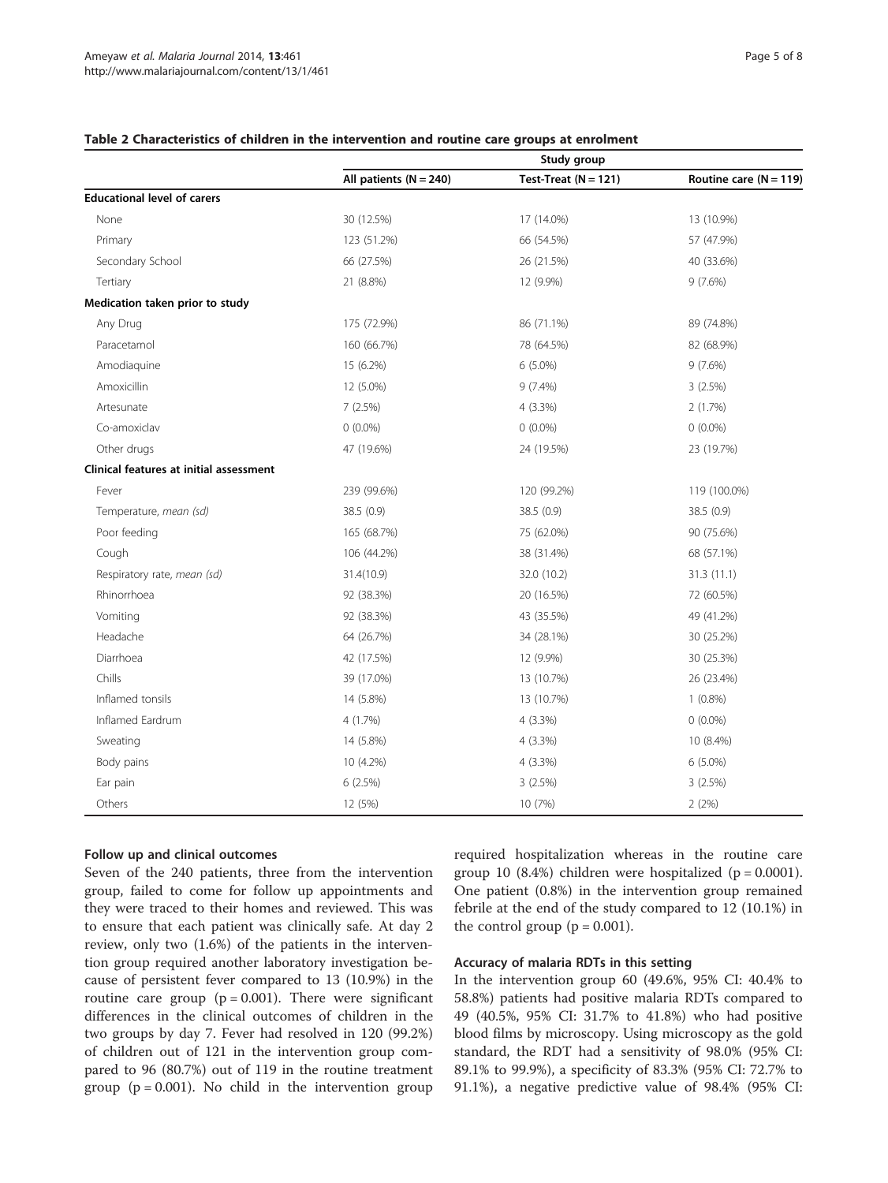**Table 2 Characteristics of children in the intervention and routine care groups at enrolment**

| | Study group | | |
|---|---|---|---|
| | All patients (N = 240) | Test-Treat (N = 121) | Routine care (N = 119) |
| **Educational level of carers** | | | |
| None | 30 (12.5%) | 17 (14.0%) | 13 (10.9%) |
| Primary | 123 (51.2%) | 66 (54.5%) | 57 (47.9%) |
| Secondary School | 66 (27.5%) | 26 (21.5%) | 40 (33.6%) |
| Tertiary | 21 (8.8%) | 12 (9.9%) | 9 (7.6%) |
| **Medication taken prior to study** | | | |
| Any Drug | 175 (72.9%) | 86 (71.1%) | 89 (74.8%) |
| Paracetamol | 160 (66.7%) | 78 (64.5%) | 82 (68.9%) |
| Amodiaquine | 15 (6.2%) | 6 (5.0%) | 9 (7.6%) |
| Amoxicillin | 12 (5.0%) | 9 (7.4%) | 3 (2.5%) |
| Artesunate | 7 (2.5%) | 4 (3.3%) | 2 (1.7%) |
| Co-amoxiclav | 0 (0.0%) | 0 (0.0%) | 0 (0.0%) |
| Other drugs | 47 (19.6%) | 24 (19.5%) | 23 (19.7%) |
| **Clinical features at initial assessment** | | | |
| Fever | 239 (99.6%) | 120 (99.2%) | 119 (100.0%) |
| Temperature, *mean (sd)* | 38.5 (0.9) | 38.5 (0.9) | 38.5 (0.9) |
| Poor feeding | 165 (68.7%) | 75 (62.0%) | 90 (75.6%) |
| Cough | 106 (44.2%) | 38 (31.4%) | 68 (57.1%) |
| Respiratory rate, *mean (sd)* | 31.4(10.9) | 32.0 (10.2) | 31.3 (11.1) |
| Rhinorrhoea | 92 (38.3%) | 20 (16.5%) | 72 (60.5%) |
| Vomiting | 92 (38.3%) | 43 (35.5%) | 49 (41.2%) |
| Headache | 64 (26.7%) | 34 (28.1%) | 30 (25.2%) |
| Diarrhoea | 42 (17.5%) | 12 (9.9%) | 30 (25.3%) |
| Chills | 39 (17.0%) | 13 (10.7%) | 26 (23.4%) |
| Inflamed tonsils | 14 (5.8%) | 13 (10.7%) | 1 (0.8%) |
| Inflamed Eardrum | 4 (1.7%) | 4 (3.3%) | 0 (0.0%) |
| Sweating | 14 (5.8%) | 4 (3.3%) | 10 (8.4%) |
| Body pains | 10 (4.2%) | 4 (3.3%) | 6 (5.0%) |
| Ear pain | 6 (2.5%) | 3 (2.5%) | 3 (2.5%) |
| Others | 12 (5%) | 10 (7%) | 2 (2%) |

#### Follow up and clinical outcomes

Seven of the 240 patients, three from the intervention group, failed to come for follow up appointments and they were traced to their homes and reviewed. This was to ensure that each patient was clinically safe. At day 2 review, only two (1.6%) of the patients in the intervention group required another laboratory investigation because of persistent fever compared to 13 (10.9%) in the routine care group ($p = 0.001$). There were significant differences in the clinical outcomes of children in the two groups by day 7. Fever had resolved in 120 (99.2%) of children out of 121 in the intervention group compared to 96 (80.7%) out of 119 in the routine treatment group ($p = 0.001$). No child in the intervention group required hospitalization whereas in the routine care group 10 (8.4%) children were hospitalized ($p = 0.0001$). One patient (0.8%) in the intervention group remained febrile at the end of the study compared to 12 (10.1%) in the control group ($p = 0.001$).

#### Accuracy of malaria RDTs in this setting

In the intervention group 60 (49.6%, 95% CI: 40.4% to 58.8%) patients had positive malaria RDTs compared to 49 (40.5%, 95% CI: 31.7% to 41.8%) who had positive blood films by microscopy. Using microscopy as the gold standard, the RDT had a sensitivity of 98.0% (95% CI: 89.1% to 99.9%), a specificity of 83.3% (95% CI: 72.7% to 91.1%), a negative predictive value of 98.4% (95% CI: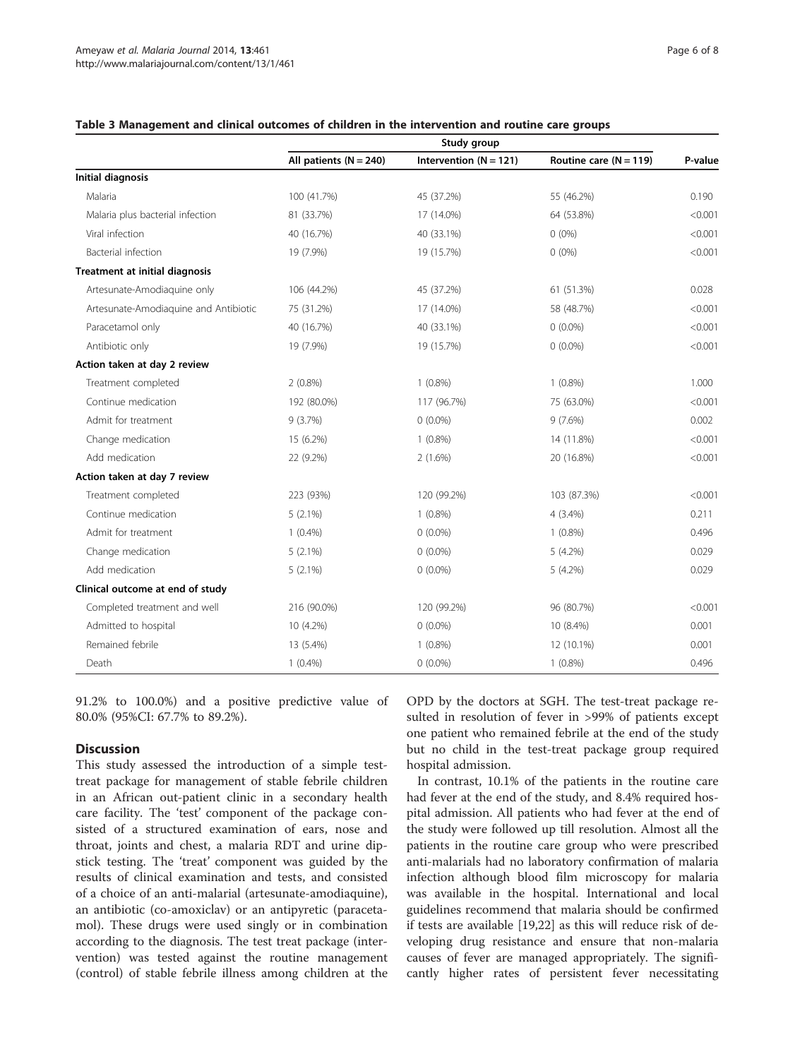**Table 3 Management and clinical outcomes of children in the intervention and routine care groups**

| | Study group | | | |
|---|---|---|---|---|
| | All patients (N = 240) | Intervention (N = 121) | Routine care (N = 119) | P-value |
| **Initial diagnosis** | | | | |
| Malaria | 100 (41.7%) | 45 (37.2%) | 55 (46.2%) | 0.190 |
| Malaria plus bacterial infection | 81 (33.7%) | 17 (14.0%) | 64 (53.8%) | <0.001 |
| Viral infection | 40 (16.7%) | 40 (33.1%) | 0 (0%) | <0.001 |
| Bacterial infection | 19 (7.9%) | 19 (15.7%) | 0 (0%) | <0.001 |
| **Treatment at initial diagnosis** | | | | |
| Artesunate-Amodiaquine only | 106 (44.2%) | 45 (37.2%) | 61 (51.3%) | 0.028 |
| Artesunate-Amodiaquine and Antibiotic | 75 (31.2%) | 17 (14.0%) | 58 (48.7%) | <0.001 |
| Paracetamol only | 40 (16.7%) | 40 (33.1%) | 0 (0.0%) | <0.001 |
| Antibiotic only | 19 (7.9%) | 19 (15.7%) | 0 (0.0%) | <0.001 |
| **Action taken at day 2 review** | | | | |
| Treatment completed | 2 (0.8%) | 1 (0.8%) | 1 (0.8%) | 1.000 |
| Continue medication | 192 (80.0%) | 117 (96.7%) | 75 (63.0%) | <0.001 |
| Admit for treatment | 9 (3.7%) | 0 (0.0%) | 9 (7.6%) | 0.002 |
| Change medication | 15 (6.2%) | 1 (0.8%) | 14 (11.8%) | <0.001 |
| Add medication | 22 (9.2%) | 2 (1.6%) | 20 (16.8%) | <0.001 |
| **Action taken at day 7 review** | | | | |
| Treatment completed | 223 (93%) | 120 (99.2%) | 103 (87.3%) | <0.001 |
| Continue medication | 5 (2.1%) | 1 (0.8%) | 4 (3.4%) | 0.211 |
| Admit for treatment | 1 (0.4%) | 0 (0.0%) | 1 (0.8%) | 0.496 |
| Change medication | 5 (2.1%) | 0 (0.0%) | 5 (4.2%) | 0.029 |
| Add medication | 5 (2.1%) | 0 (0.0%) | 5 (4.2%) | 0.029 |
| **Clinical outcome at end of study** | | | | |
| Completed treatment and well | 216 (90.0%) | 120 (99.2%) | 96 (80.7%) | <0.001 |
| Admitted to hospital | 10 (4.2%) | 0 (0.0%) | 10 (8.4%) | 0.001 |
| Remained febrile | 13 (5.4%) | 1 (0.8%) | 12 (10.1%) | 0.001 |
| Death | 1 (0.4%) | 0 (0.0%) | 1 (0.8%) | 0.496 |

91.2% to 100.0%) and a positive predictive value of 80.0% (95%CI: 67.7% to 89.2%).

## Discussion

This study assessed the introduction of a simple test-treat package for management of stable febrile children in an African out-patient clinic in a secondary health care facility. The 'test' component of the package consisted of a structured examination of ears, nose and throat, joints and chest, a malaria RDT and urine dipstick testing. The 'treat' component was guided by the results of clinical examination and tests, and consisted of a choice of an anti-malarial (artesunate-amodiaquine), an antibiotic (co-amoxiclav) or an antipyretic (paracetamol). These drugs were used singly or in combination according to the diagnosis. The test treat package (intervention) was tested against the routine management (control) of stable febrile illness among children at the OPD by the doctors at SGH. The test-treat package resulted in resolution of fever in >99% of patients except one patient who remained febrile at the end of the study but no child in the test-treat package group required hospital admission.

In contrast, 10.1% of the patients in the routine care had fever at the end of the study, and 8.4% required hospital admission. All patients who had fever at the end of the study were followed up till resolution. Almost all the patients in the routine care group who were prescribed anti-malarials had no laboratory confirmation of malaria infection although blood film microscopy for malaria was available in the hospital. International and local guidelines recommend that malaria should be confirmed if tests are available [19,22] as this will reduce risk of developing drug resistance and ensure that non-malaria causes of fever are managed appropriately. The significantly higher rates of persistent fever necessitating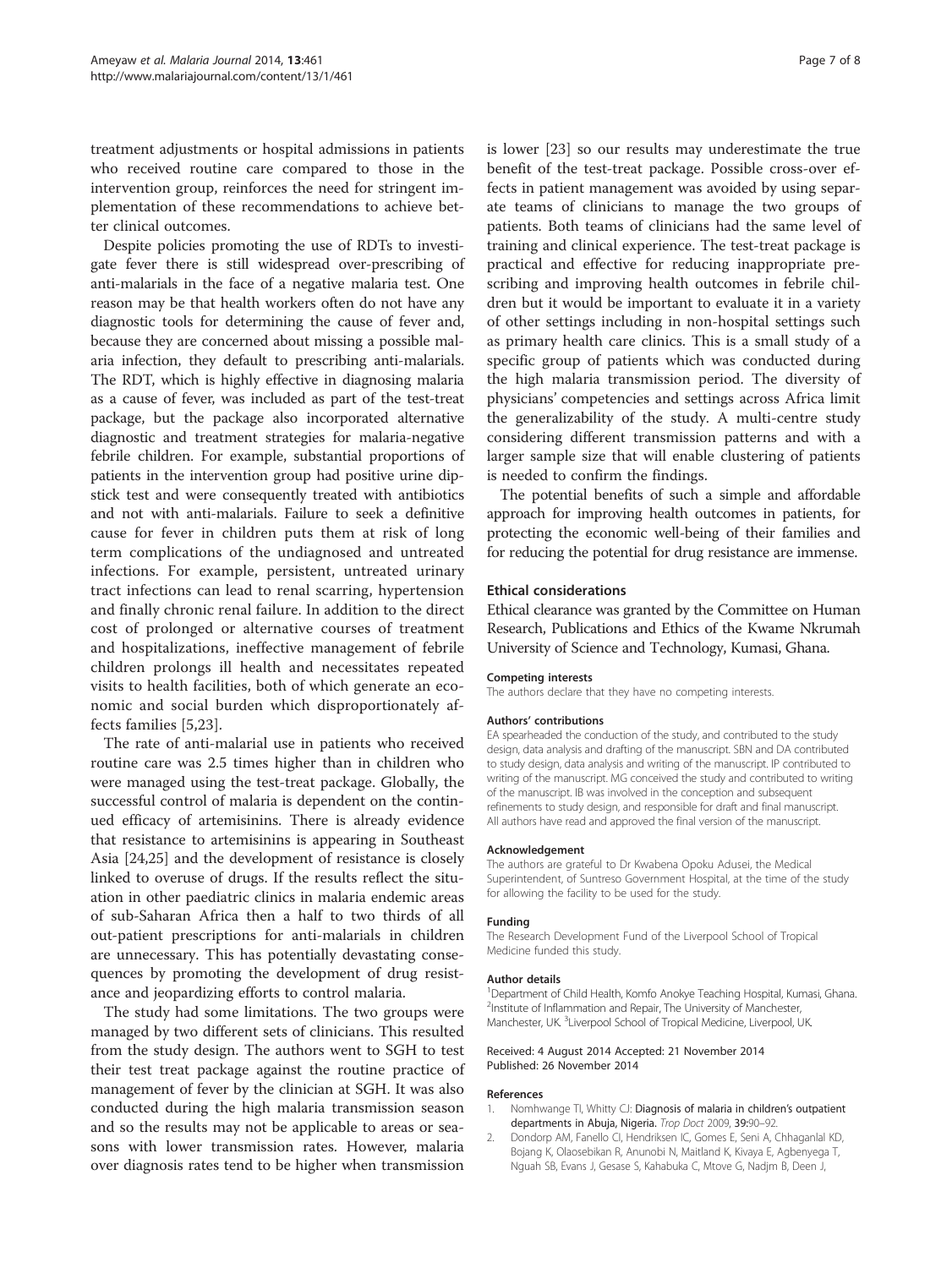treatment adjustments or hospital admissions in patients who received routine care compared to those in the intervention group, reinforces the need for stringent implementation of these recommendations to achieve better clinical outcomes.

Despite policies promoting the use of RDTs to investigate fever there is still widespread over-prescribing of anti-malarials in the face of a negative malaria test. One reason may be that health workers often do not have any diagnostic tools for determining the cause of fever and, because they are concerned about missing a possible malaria infection, they default to prescribing anti-malarials. The RDT, which is highly effective in diagnosing malaria as a cause of fever, was included as part of the test-treat package, but the package also incorporated alternative diagnostic and treatment strategies for malaria-negative febrile children. For example, substantial proportions of patients in the intervention group had positive urine dipstick test and were consequently treated with antibiotics and not with anti-malarials. Failure to seek a definitive cause for fever in children puts them at risk of long term complications of the undiagnosed and untreated infections. For example, persistent, untreated urinary tract infections can lead to renal scarring, hypertension and finally chronic renal failure. In addition to the direct cost of prolonged or alternative courses of treatment and hospitalizations, ineffective management of febrile children prolongs ill health and necessitates repeated visits to health facilities, both of which generate an economic and social burden which disproportionately affects families [5,23].

The rate of anti-malarial use in patients who received routine care was 2.5 times higher than in children who were managed using the test-treat package. Globally, the successful control of malaria is dependent on the continued efficacy of artemisinins. There is already evidence that resistance to artemisinins is appearing in Southeast Asia [24,25] and the development of resistance is closely linked to overuse of drugs. If the results reflect the situation in other paediatric clinics in malaria endemic areas of sub-Saharan Africa then a half to two thirds of all out-patient prescriptions for anti-malarials in children are unnecessary. This has potentially devastating consequences by promoting the development of drug resistance and jeopardizing efforts to control malaria.

The study had some limitations. The two groups were managed by two different sets of clinicians. This resulted from the study design. The authors went to SGH to test their test treat package against the routine practice of management of fever by the clinician at SGH. It was also conducted during the high malaria transmission season and so the results may not be applicable to areas or seasons with lower transmission rates. However, malaria over diagnosis rates tend to be higher when transmission is lower [23] so our results may underestimate the true benefit of the test-treat package. Possible cross-over effects in patient management was avoided by using separate teams of clinicians to manage the two groups of patients. Both teams of clinicians had the same level of training and clinical experience. The test-treat package is practical and effective for reducing inappropriate prescribing and improving health outcomes in febrile children but it would be important to evaluate it in a variety of other settings including in non-hospital settings such as primary health care clinics. This is a small study of a specific group of patients which was conducted during the high malaria transmission period. The diversity of physicians' competencies and settings across Africa limit the generalizability of the study. A multi-centre study considering different transmission patterns and with a larger sample size that will enable clustering of patients is needed to confirm the findings.

The potential benefits of such a simple and affordable approach for improving health outcomes in patients, for protecting the economic well-being of their families and for reducing the potential for drug resistance are immense.

## Ethical considerations

Ethical clearance was granted by the Committee on Human Research, Publications and Ethics of the Kwame Nkrumah University of Science and Technology, Kumasi, Ghana.

#### Competing interests

The authors declare that they have no competing interests.

#### Authors' contributions

EA spearheaded the conduction of the study, and contributed to the study design, data analysis and drafting of the manuscript. SBN and DA contributed to study design, data analysis and writing of the manuscript. IP contributed to writing of the manuscript. MG conceived the study and contributed to writing of the manuscript. IB was involved in the conception and subsequent refinements to study design, and responsible for draft and final manuscript. All authors have read and approved the final version of the manuscript.

#### Acknowledgement

The authors are grateful to Dr Kwabena Opoku Adusei, the Medical Superintendent, of Suntreso Government Hospital, at the time of the study for allowing the facility to be used for the study.

#### Funding

The Research Development Fund of the Liverpool School of Tropical Medicine funded this study.

#### Author details

[1]Department of Child Health, Komfo Anokye Teaching Hospital, Kumasi, Ghana. [2]Institute of Inflammation and Repair, The University of Manchester, Manchester, UK. [3]Liverpool School of Tropical Medicine, Liverpool, UK.

Received: 4 August 2014 Accepted: 21 November 2014
Published: 26 November 2014

#### References

1. Nomhwange TI, Whitty CJ: **Diagnosis of malaria in children's outpatient departments in Abuja, Nigeria.** *Trop Doct* 2009, **39:**90–92.
2. Dondorp AM, Fanello CI, Hendriksen IC, Gomes E, Seni A, Chhaganlal KD, Bojang K, Olaosebikan R, Anunobi N, Maitland K, Kivaya E, Agbenyega T, Nguah SB, Evans J, Gesase S, Kahabuka C, Mtove G, Nadjm B, Deen J,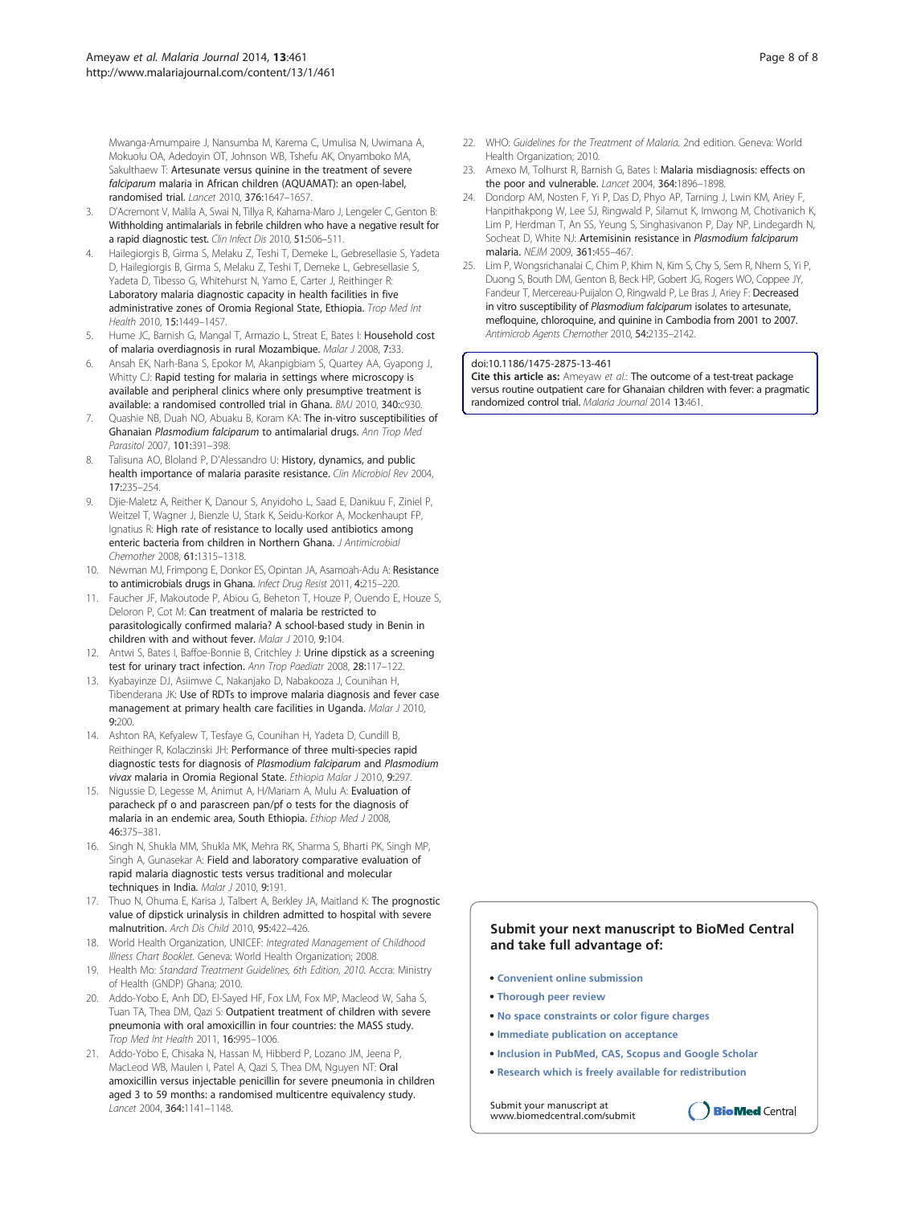Mwanga-Amumpaire J, Nansumba M, Karema C, Umulisa N, Uwimana A, Mokuolu OA, Adedoyin OT, Johnson WB, Tshefu AK, Onyamboko MA, Sakulthaew T: Artesunate versus quinine in the treatment of severe *falciparum* malaria in African children (AQUAMAT): an open-label, randomised trial. *Lancet* 2010, **376**:1647–1657.

3. D'Acremont V, Malila A, Swai N, Tillya R, Kahama-Maro J, Lengeler C, Genton B: Withholding antimalarials in febrile children who have a negative result for a rapid diagnostic test. *Clin Infect Dis* 2010, **51**:506–511.
4. Hailegiorgis B, Girma S, Melaku Z, Teshi T, Demeke L, Gebresellasie S, Yadeta D, Hailegiorgis B, Girma S, Melaku Z, Teshi T, Demeke L, Gebresellasie S, Yadeta D, Tibesso G, Whitehurst N, Yamo E, Carter J, Reithinger R: Laboratory malaria diagnostic capacity in health facilities in five administrative zones of Oromia Regional State, Ethiopia. *Trop Med Int Health* 2010, **15**:1449–1457.
5. Hume JC, Barnish G, Mangal T, Armazio L, Streat E, Bates I: Household cost of malaria overdiagnosis in rural Mozambique. *Malar J* 2008, **7**:33.
6. Ansah EK, Narh-Bana S, Epokor M, Akanpigbiam S, Quartey AA, Gyapong J, Whitty CJ: Rapid testing for malaria in settings where microscopy is available and peripheral clinics where only presumptive treatment is available: a randomised controlled trial in Ghana. *BMJ* 2010, **340**:c930.
7. Quashie NB, Duah NO, Abuaku B, Koram KA: The in-vitro susceptibilities of Ghanaian *Plasmodium falciparum* to antimalarial drugs. *Ann Trop Med Parasitol* 2007, **101**:391–398.
8. Talisuna AO, Bloland P, D'Alessandro U: History, dynamics, and public health importance of malaria parasite resistance. *Clin Microbiol Rev* 2004, **17**:235–254.
9. Djie-Maletz A, Reither K, Danour S, Anyidoho L, Saad E, Danikuu F, Ziniel P, Weitzel T, Wagner J, Bienzle U, Stark K, Seidu-Korkor A, Mockenhaupt FP, Ignatius R: High rate of resistance to locally used antibiotics among enteric bacteria from children in Northern Ghana. *J Antimicrobial Chemother* 2008, **61**:1315–1318.
10. Newman MJ, Frimpong E, Donkor ES, Opintan JA, Asamoah-Adu A: Resistance to antimicrobials drugs in Ghana. *Infect Drug Resist* 2011, **4**:215–220.
11. Faucher JF, Makoutode P, Abiou G, Beheton T, Houze P, Ouendo E, Houze S, Deloron P, Cot M: Can treatment of malaria be restricted to parasitologically confirmed malaria? A school-based study in Benin in children with and without fever. *Malar J* 2010, **9**:104.
12. Antwi S, Bates I, Baffoe-Bonnie B, Critchley J: Urine dipstick as a screening test for urinary tract infection. *Ann Trop Paediatr* 2008, **28**:117–122.
13. Kyabayinze DJ, Asiimwe C, Nakanjako D, Nabakooza J, Counihan H, Tibenderana JK: Use of RDTs to improve malaria diagnosis and fever case management at primary health care facilities in Uganda. *Malar J* 2010, **9**:200.
14. Ashton RA, Kefyalew T, Tesfaye G, Counihan H, Yadeta D, Cundill B, Reithinger R, Kolaczinski JH: Performance of three multi-species rapid diagnostic tests for diagnosis of *Plasmodium falciparum* and *Plasmodium vivax* malaria in Oromia Regional State. *Ethiopia Malar J* 2010, **9**:297.
15. Nigussie D, Legesse M, Animut A, H/Mariam A, Mulu A: Evaluation of paracheck pf o and parascreen pan/pf o tests for the diagnosis of malaria in an endemic area, South Ethiopia. *Ethiop Med J* 2008, **46**:375–381.
16. Singh N, Shukla MM, Shukla MK, Mehra RK, Sharma S, Bharti PK, Singh MP, Singh A, Gunasekar A: Field and laboratory comparative evaluation of rapid malaria diagnostic tests versus traditional and molecular techniques in India. *Malar J* 2010, **9**:191.
17. Thuo N, Ohuma E, Karisa J, Talbert A, Berkley JA, Maitland K: The prognostic value of dipstick urinalysis in children admitted to hospital with severe malnutrition. *Arch Dis Child* 2010, **95**:422–426.
18. World Health Organization, UNICEF: *Integrated Management of Childhood Illness Chart Booklet*. Geneva: World Health Organization; 2008.
19. Health Mo: *Standard Treatment Guidelines, 6th Edition, 2010.* Accra: Ministry of Health (GNDP) Ghana; 2010.
20. Addo-Yobo E, Anh DD, El-Sayed HF, Fox LM, Fox MP, Macleod W, Saha S, Tuan TA, Thea DM, Qazi S: Outpatient treatment of children with severe pneumonia with oral amoxicillin in four countries: the MASS study. *Trop Med Int Health* 2011, **16**:995–1006.
21. Addo-Yobo E, Chisaka N, Hassan M, Hibberd P, Lozano JM, Jeena P, MacLeod WB, Maulen I, Patel A, Qazi S, Thea DM, Nguyen NT: Oral amoxicillin versus injectable penicillin for severe pneumonia in children aged 3 to 59 months: a randomised multicentre equivalency study. *Lancet* 2004, **364**:1141–1148.
22. WHO: *Guidelines for the Treatment of Malaria.* 2nd edition. Geneva: World Health Organization; 2010.
23. Amexo M, Tolhurst R, Barnish G, Bates I: Malaria misdiagnosis: effects on the poor and vulnerable. *Lancet* 2004, **364**:1896–1898.
24. Dondorp AM, Nosten F, Yi P, Das D, Phyo AP, Tarning J, Lwin KM, Ariey F, Hanpithakpong W, Lee SJ, Ringwald P, Silamut K, Imwong M, Chotivanich K, Lim P, Herdman T, An SS, Yeung S, Singhasivanon P, Day NP, Lindegardh N, Socheat D, White NJ: Artemisinin resistance in *Plasmodium falciparum* malaria. *NEJM* 2009, **361**:455–467.
25. Lim P, Wongsrichanalai C, Chim P, Khim N, Kim S, Chy S, Sem R, Nhem S, Yi P, Duong S, Bouth DM, Genton B, Beck HP, Gobert JG, Rogers WO, Coppee JY, Fandeur T, Mercereau-Puijalon O, Ringwald P, Le Bras J, Ariey F: Decreased in vitro susceptibility of *Plasmodium falciparum* isolates to artesunate, mefloquine, chloroquine, and quinine in Cambodia from 2001 to 2007. *Antimicrob Agents Chemother* 2010, **54**:2135–2142.

doi:10.1186/1475-2875-13-461

**Cite this article as:** Ameyaw *et al.*: The outcome of a test-treat package versus routine outpatient care for Ghanaian children with fever: a pragmatic randomized control trial. *Malaria Journal* 2014 13:461.

**Submit your next manuscript to BioMed Central and take full advantage of:**

- **Convenient online submission**
- **Thorough peer review**
- **No space constraints or color figure charges**
- **Immediate publication on acceptance**
- **Inclusion in PubMed, CAS, Scopus and Google Scholar**
- **Research which is freely available for redistribution**

Submit your manuscript at www.biomedcentral.com/submit

BioMed Central